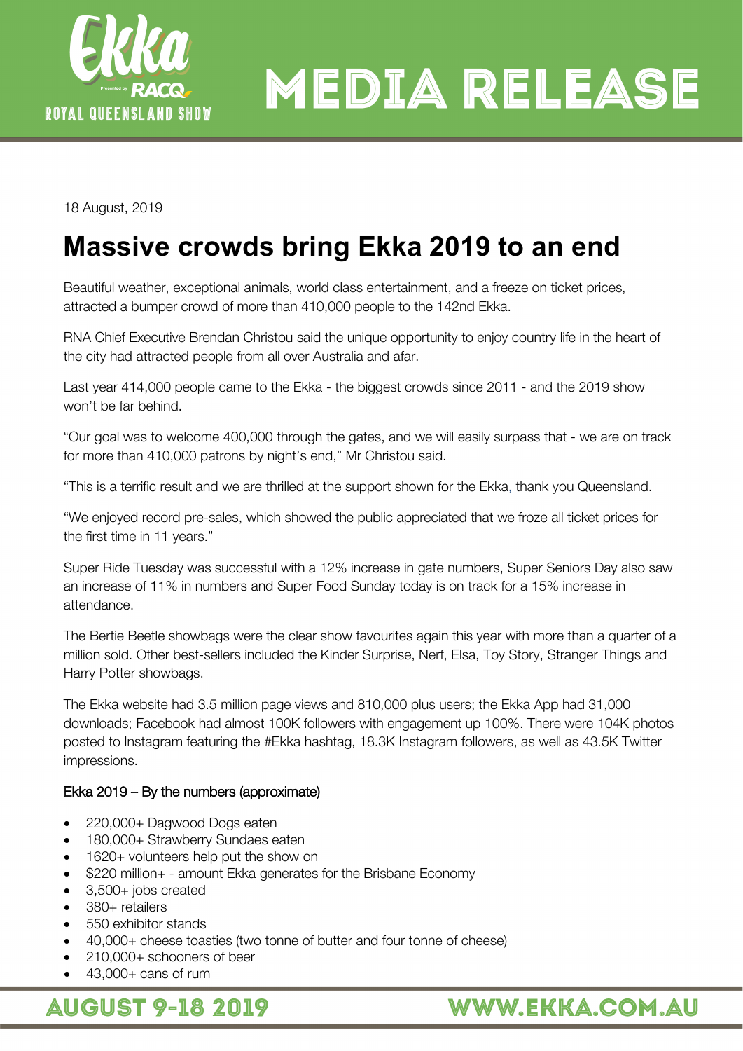# MEDIA RELEASE

18 August, 2019

## Massive crowds bring Ekka 2019 to an end

Beautiful weather, exceptional animals, world class entertainment, and a freeze on ticket prices, attracted a bumper crowd of more than 410,000 people to the 142nd Ekka.

RNA Chief Executive Brendan Christou said the unique opportunity to enjoy country life in the heart of the city had attracted people from all over Australia and afar.

Last year 414,000 people came to the Ekka - the biggest crowds since 2011 - and the 2019 show won't be far behind.

"Our goal was to welcome 400,000 through the gates, and we will easily surpass that - we are on track for more than 410,000 patrons by night's end," Mr Christou said.

"This is a terrific result and we are thrilled at the support shown for the Ekka, thank you Queensland.

"We enjoyed record pre-sales, which showed the public appreciated that we froze all ticket prices for the first time in 11 years."

Super Ride Tuesday was successful with a 12% increase in gate numbers, Super Seniors Day also saw an increase of 11% in numbers and Super Food Sunday today is on track for a 15% increase in attendance.

The Bertie Beetle showbags were the clear show favourites again this year with more than a quarter of a million sold. Other best-sellers included the Kinder Surprise, Nerf, Elsa, Toy Story, Stranger Things and Harry Potter showbags.

The Ekka website had 3.5 million page views and 810,000 plus users; the Ekka App had 31,000 downloads; Facebook had almost 100K followers with engagement up 100%. There were 104K photos posted to Instagram featuring the #Ekka hashtag, 18.3K Instagram followers, as well as 43.5K Twitter impressions.

Ekka 2019 – By the numbers (approximate)

- 220,000+ Dagwood Dogs eaten
- 180,000+ Strawberry Sundaes eaten
- 1620+ volunteers help put the show on
- $220 million+ - amount Ekka generates for the Brisbane Economy
- 3,500+ jobs created
- 380+ retailers
- 550 exhibitor stands
- 40,000+ cheese toasties (two tonne of butter and four tonne of cheese)
- 210,000+ schooners of beer
- 43,000+ cans of rum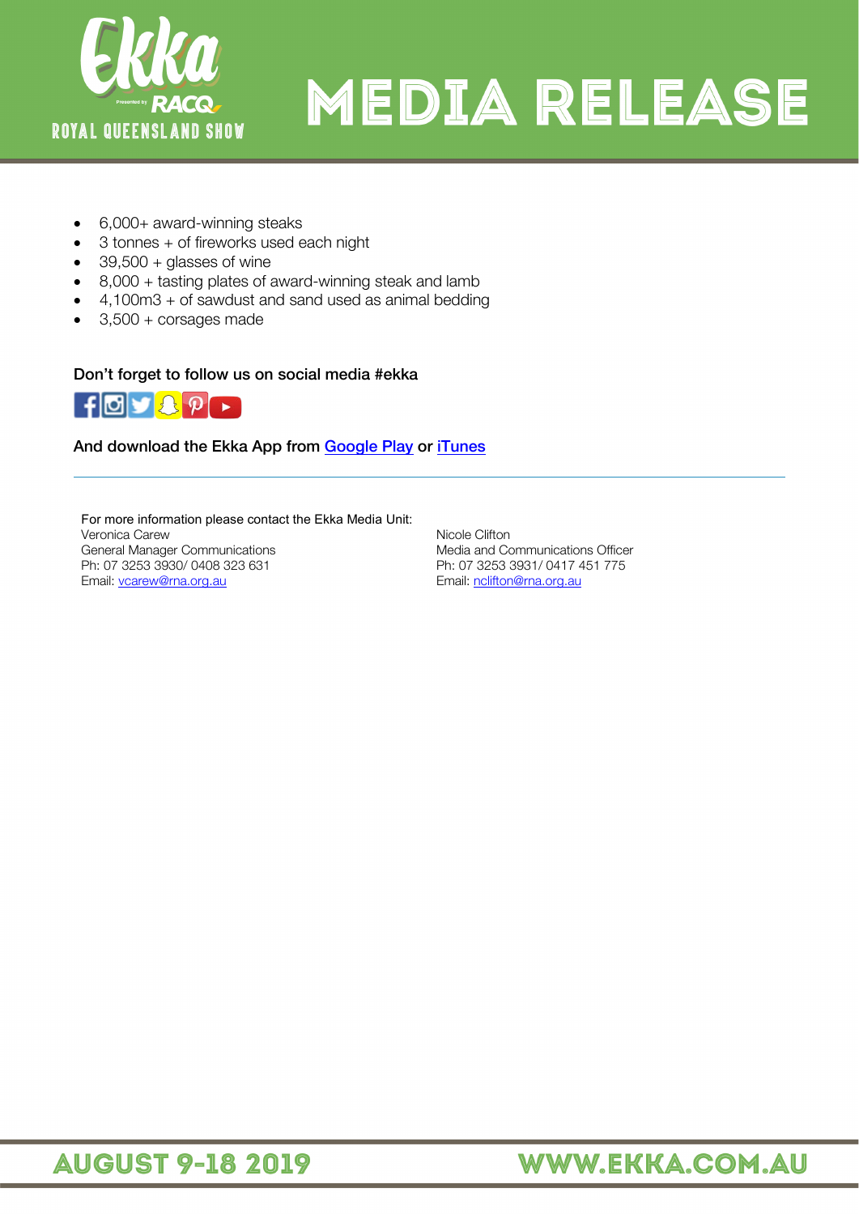- 6,000+ award-winning steaks
- 3 tonnes + of fireworks used each night
- 39,500 + glasses of wine
- 8,000 + tasting plates of award-winning steak and lamb
- 4,100m3 + of sawdust and sand used as animal bedding
- 3,500 + corsages made

**Don't forget to follow us on social media #ekka**

**And download the Ekka App from [Google Play](#) or [iTunes](#)**

---

For more information please contact the Ekka Media Unit:

Veronica Carew
General Manager Communications
Ph: 07 3253 3930/ 0408 323 631
Email: vcarew@rna.org.au

Nicole Clifton
Media and Communications Officer
Ph: 07 3253 3931/ 0417 451 775
Email: nclifton@rna.org.au